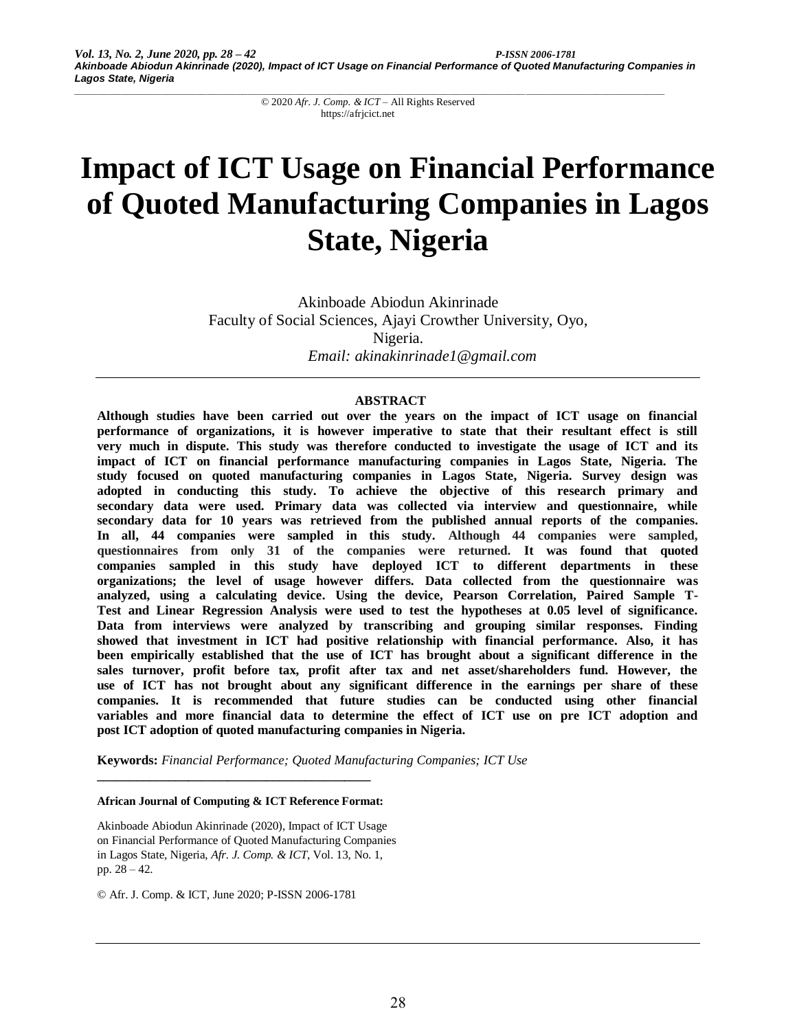# Impact of ICT Usage on Financial Performance of Quoted Manufacturing Companies in Lagos State, Nigeria

Akinboade Abiodun Akinrinade
Faculty of Social Sciences, Ajayi Crowther University, Oyo, Nigeria.
*Email: akinakinrinade1@gmail.com*

---

**ABSTRACT**

**Although studies have been carried out over the years on the impact of ICT usage on financial performance of organizations, it is however imperative to state that their resultant effect is still very much in dispute. This study was therefore conducted to investigate the usage of ICT and its impact of ICT on financial performance manufacturing companies in Lagos State, Nigeria. The study focused on quoted manufacturing companies in Lagos State, Nigeria. Survey design was adopted in conducting this study. To achieve the objective of this research primary and secondary data were used. Primary data was collected via interview and questionnaire, while secondary data for 10 years was retrieved from the published annual reports of the companies. In all, 44 companies were sampled in this study. Although 44 companies were sampled, questionnaires from only 31 of the companies were returned. It was found that quoted companies sampled in this study have deployed ICT to different departments in these organizations; the level of usage however differs. Data collected from the questionnaire was analyzed, using a calculating device. Using the device, Pearson Correlation, Paired Sample T-Test and Linear Regression Analysis were used to test the hypotheses at 0.05 level of significance. Data from interviews were analyzed by transcribing and grouping similar responses. Finding showed that investment in ICT had positive relationship with financial performance. Also, it has been empirically established that the use of ICT has brought about a significant difference in the sales turnover, profit before tax, profit after tax and net asset/shareholders fund. However, the use of ICT has not brought about any significant difference in the earnings per share of these companies. It is recommended that future studies can be conducted using other financial variables and more financial data to determine the effect of ICT use on pre ICT adoption and post ICT adoption of quoted manufacturing companies in Nigeria.**

**Keywords:** *Financial Performance; Quoted Manufacturing Companies; ICT Use*

---

**African Journal of Computing & ICT Reference Format:**

Akinboade Abiodun Akinrinade (2020), Impact of ICT Usage on Financial Performance of Quoted Manufacturing Companies in Lagos State, Nigeria, *Afr. J. Comp. & ICT*, Vol. 13, No. 1, pp. 28 – 42.

© Afr. J. Comp. & ICT, June 2020; P-ISSN 2006-1781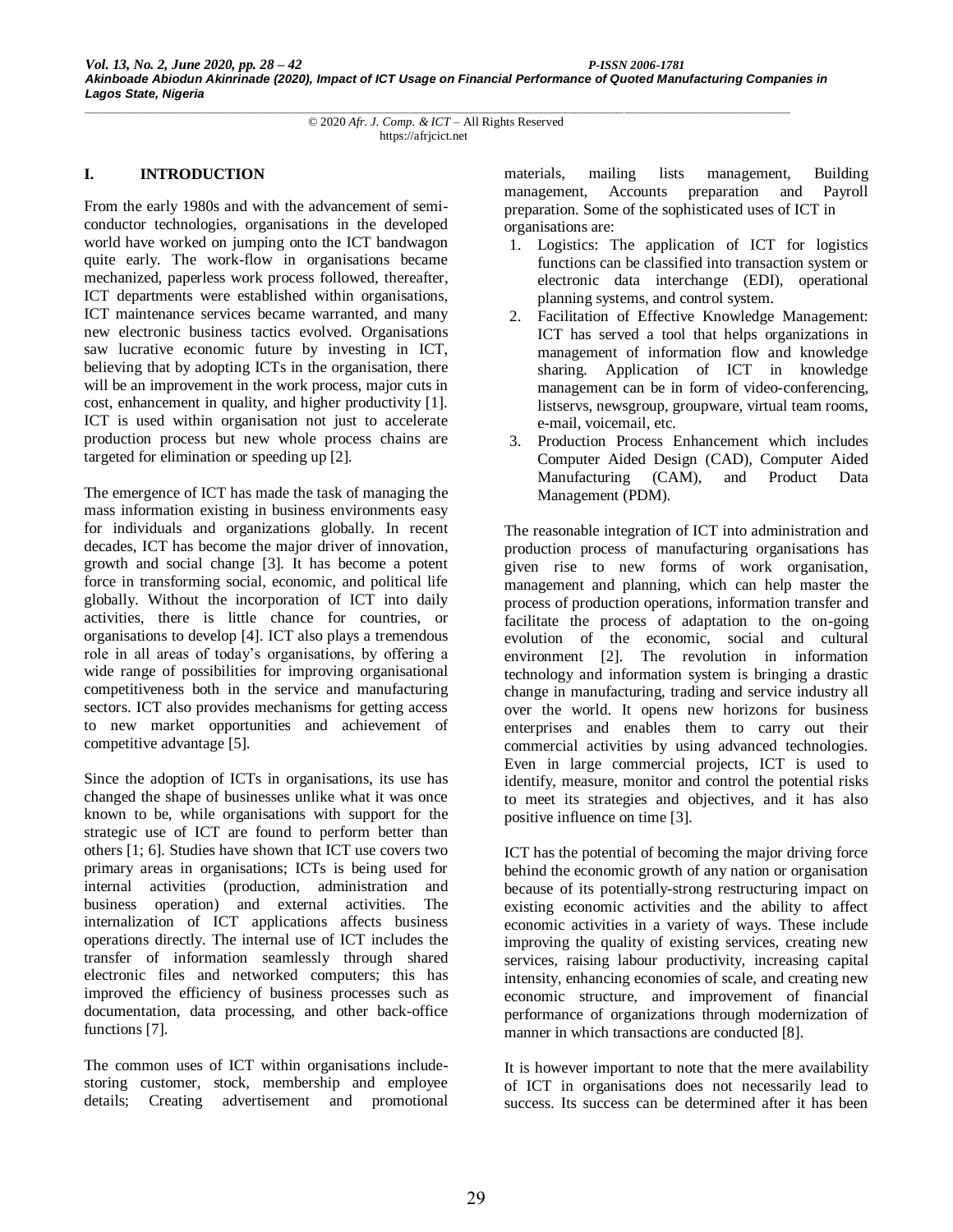# I. INTRODUCTION

From the early 1980s and with the advancement of semi-conductor technologies, organisations in the developed world have worked on jumping onto the ICT bandwagon quite early. The work-flow in organisations became mechanized, paperless work process followed, thereafter, ICT departments were established within organisations, ICT maintenance services became warranted, and many new electronic business tactics evolved. Organisations saw lucrative economic future by investing in ICT, believing that by adopting ICTs in the organisation, there will be an improvement in the work process, major cuts in cost, enhancement in quality, and higher productivity [1]. ICT is used within organisation not just to accelerate production process but new whole process chains are targeted for elimination or speeding up [2].

The emergence of ICT has made the task of managing the mass information existing in business environments easy for individuals and organizations globally. In recent decades, ICT has become the major driver of innovation, growth and social change [3]. It has become a potent force in transforming social, economic, and political life globally. Without the incorporation of ICT into daily activities, there is little chance for countries, or organisations to develop [4]. ICT also plays a tremendous role in all areas of today's organisations, by offering a wide range of possibilities for improving organisational competitiveness both in the service and manufacturing sectors. ICT also provides mechanisms for getting access to new market opportunities and achievement of competitive advantage [5].

Since the adoption of ICTs in organisations, its use has changed the shape of businesses unlike what it was once known to be, while organisations with support for the strategic use of ICT are found to perform better than others [1; 6]. Studies have shown that ICT use covers two primary areas in organisations; ICTs is being used for internal activities (production, administration and business operation) and external activities. The internalization of ICT applications affects business operations directly. The internal use of ICT includes the transfer of information seamlessly through shared electronic files and networked computers; this has improved the efficiency of business processes such as documentation, data processing, and other back-office functions [7].

The common uses of ICT within organisations include-storing customer, stock, membership and employee details; Creating advertisement and promotional materials, mailing lists management, Building management, Accounts preparation and Payroll preparation. Some of the sophisticated uses of ICT in organisations are:

1. Logistics: The application of ICT for logistics functions can be classified into transaction system or electronic data interchange (EDI), operational planning systems, and control system.
2. Facilitation of Effective Knowledge Management: ICT has served a tool that helps organizations in management of information flow and knowledge sharing. Application of ICT in knowledge management can be in form of video-conferencing, listservs, newsgroup, groupware, virtual team rooms, e-mail, voicemail, etc.
3. Production Process Enhancement which includes Computer Aided Design (CAD), Computer Aided Manufacturing (CAM), and Product Data Management (PDM).

The reasonable integration of ICT into administration and production process of manufacturing organisations has given rise to new forms of work organisation, management and planning, which can help master the process of production operations, information transfer and facilitate the process of adaptation to the on-going evolution of the economic, social and cultural environment [2]. The revolution in information technology and information system is bringing a drastic change in manufacturing, trading and service industry all over the world. It opens new horizons for business enterprises and enables them to carry out their commercial activities by using advanced technologies. Even in large commercial projects, ICT is used to identify, measure, monitor and control the potential risks to meet its strategies and objectives, and it has also positive influence on time [3].

ICT has the potential of becoming the major driving force behind the economic growth of any nation or organisation because of its potentially-strong restructuring impact on existing economic activities and the ability to affect economic activities in a variety of ways. These include improving the quality of existing services, creating new services, raising labour productivity, increasing capital intensity, enhancing economies of scale, and creating new economic structure, and improvement of financial performance of organizations through modernization of manner in which transactions are conducted [8].

It is however important to note that the mere availability of ICT in organisations does not necessarily lead to success. Its success can be determined after it has been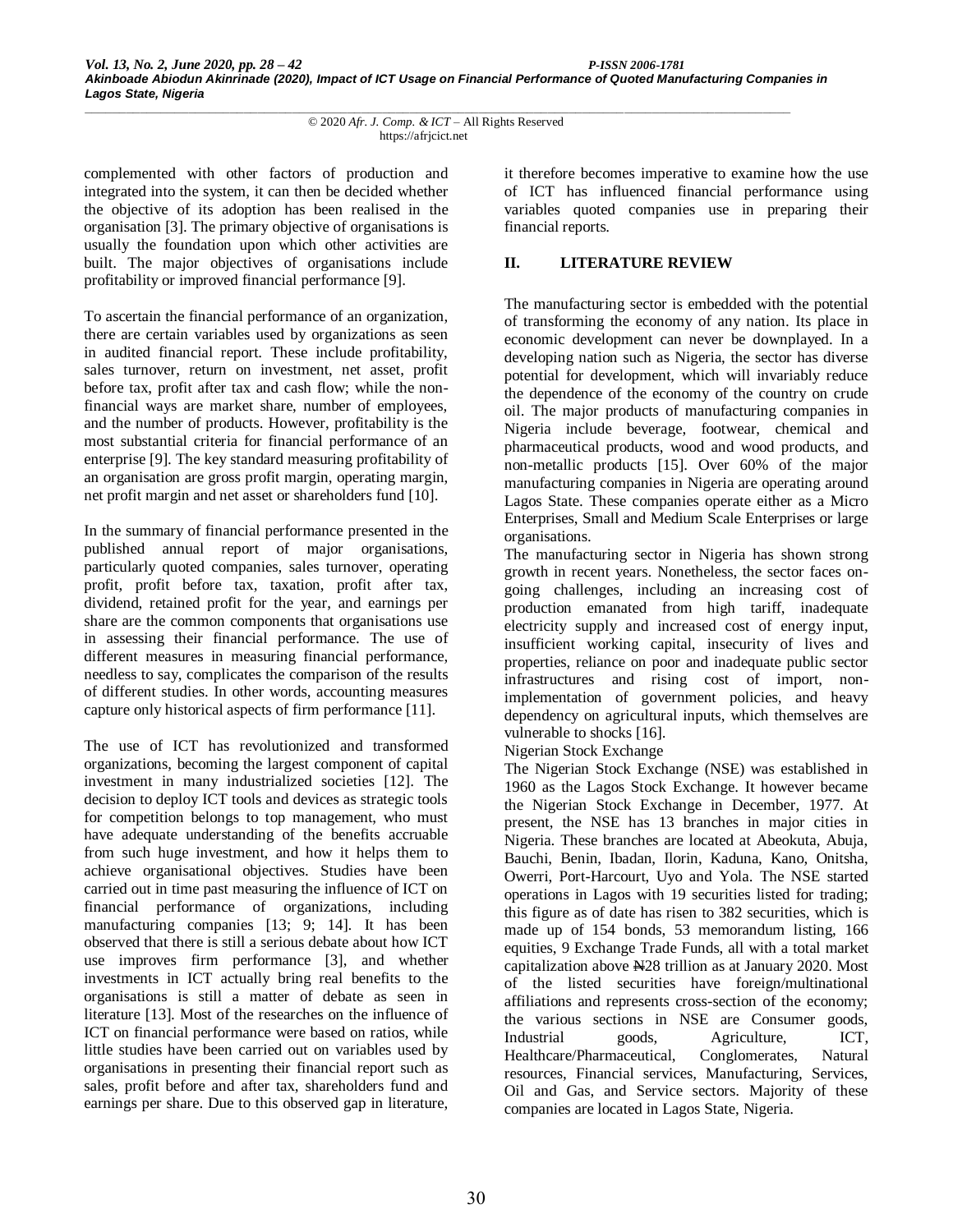complemented with other factors of production and integrated into the system, it can then be decided whether the objective of its adoption has been realised in the organisation [3]. The primary objective of organisations is usually the foundation upon which other activities are built. The major objectives of organisations include profitability or improved financial performance [9].

To ascertain the financial performance of an organization, there are certain variables used by organizations as seen in audited financial report. These include profitability, sales turnover, return on investment, net asset, profit before tax, profit after tax and cash flow; while the non-financial ways are market share, number of employees, and the number of products. However, profitability is the most substantial criteria for financial performance of an enterprise [9]. The key standard measuring profitability of an organisation are gross profit margin, operating margin, net profit margin and net asset or shareholders fund [10].

In the summary of financial performance presented in the published annual report of major organisations, particularly quoted companies, sales turnover, operating profit, profit before tax, taxation, profit after tax, dividend, retained profit for the year, and earnings per share are the common components that organisations use in assessing their financial performance. The use of different measures in measuring financial performance, needless to say, complicates the comparison of the results of different studies. In other words, accounting measures capture only historical aspects of firm performance [11].

The use of ICT has revolutionized and transformed organizations, becoming the largest component of capital investment in many industrialized societies [12]. The decision to deploy ICT tools and devices as strategic tools for competition belongs to top management, who must have adequate understanding of the benefits accruable from such huge investment, and how it helps them to achieve organisational objectives. Studies have been carried out in time past measuring the influence of ICT on financial performance of organizations, including manufacturing companies [13; 9; 14]. It has been observed that there is still a serious debate about how ICT use improves firm performance [3], and whether investments in ICT actually bring real benefits to the organisations is still a matter of debate as seen in literature [13]. Most of the researches on the influence of ICT on financial performance were based on ratios, while little studies have been carried out on variables used by organisations in presenting their financial report such as sales, profit before and after tax, shareholders fund and earnings per share. Due to this observed gap in literature, it therefore becomes imperative to examine how the use of ICT has influenced financial performance using variables quoted companies use in preparing their financial reports.

## II. LITERATURE REVIEW

The manufacturing sector is embedded with the potential of transforming the economy of any nation. Its place in economic development can never be downplayed. In a developing nation such as Nigeria, the sector has diverse potential for development, which will invariably reduce the dependence of the economy of the country on crude oil. The major products of manufacturing companies in Nigeria include beverage, footwear, chemical and pharmaceutical products, wood and wood products, and non-metallic products [15]. Over 60% of the major manufacturing companies in Nigeria are operating around Lagos State. These companies operate either as a Micro Enterprises, Small and Medium Scale Enterprises or large organisations.

The manufacturing sector in Nigeria has shown strong growth in recent years. Nonetheless, the sector faces on-going challenges, including an increasing cost of production emanated from high tariff, inadequate electricity supply and increased cost of energy input, insufficient working capital, insecurity of lives and properties, reliance on poor and inadequate public sector infrastructures and rising cost of import, non-implementation of government policies, and heavy dependency on agricultural inputs, which themselves are vulnerable to shocks [16].

Nigerian Stock Exchange

The Nigerian Stock Exchange (NSE) was established in 1960 as the Lagos Stock Exchange. It however became the Nigerian Stock Exchange in December, 1977. At present, the NSE has 13 branches in major cities in Nigeria. These branches are located at Abeokuta, Abuja, Bauchi, Benin, Ibadan, Ilorin, Kaduna, Kano, Onitsha, Owerri, Port-Harcourt, Uyo and Yola. The NSE started operations in Lagos with 19 securities listed for trading; this figure as of date has risen to 382 securities, which is made up of 154 bonds, 53 memorandum listing, 166 equities, 9 Exchange Trade Funds, all with a total market capitalization above ₦28 trillion as at January 2020. Most of the listed securities have foreign/multinational affiliations and represents cross-section of the economy; the various sections in NSE are Consumer goods, Industrial goods, Agriculture, ICT, Healthcare/Pharmaceutical, Conglomerates, Natural resources, Financial services, Manufacturing, Services, Oil and Gas, and Service sectors. Majority of these companies are located in Lagos State, Nigeria.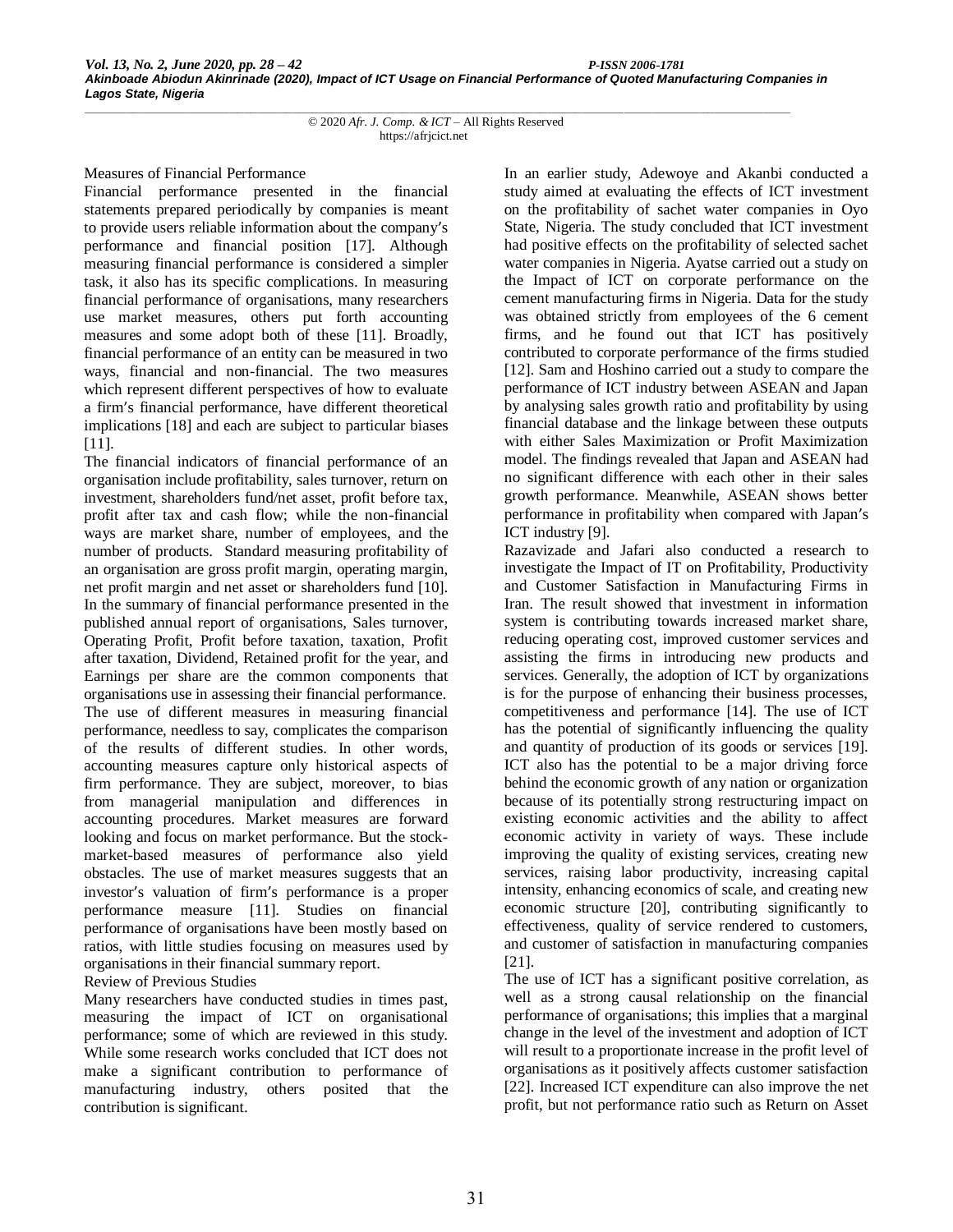### Measures of Financial Performance

Financial performance presented in the financial statements prepared periodically by companies is meant to provide users reliable information about the company′s performance and financial position [17]. Although measuring financial performance is considered a simpler task, it also has its specific complications. In measuring financial performance of organisations, many researchers use market measures, others put forth accounting measures and some adopt both of these [11]. Broadly, financial performance of an entity can be measured in two ways, financial and non-financial. The two measures which represent different perspectives of how to evaluate a firm′s financial performance, have different theoretical implications [18] and each are subject to particular biases [11].

The financial indicators of financial performance of an organisation include profitability, sales turnover, return on investment, shareholders fund/net asset, profit before tax, profit after tax and cash flow; while the non-financial ways are market share, number of employees, and the number of products. Standard measuring profitability of an organisation are gross profit margin, operating margin, net profit margin and net asset or shareholders fund [10]. In the summary of financial performance presented in the published annual report of organisations, Sales turnover, Operating Profit, Profit before taxation, taxation, Profit after taxation, Dividend, Retained profit for the year, and Earnings per share are the common components that organisations use in assessing their financial performance. The use of different measures in measuring financial performance, needless to say, complicates the comparison of the results of different studies. In other words, accounting measures capture only historical aspects of firm performance. They are subject, moreover, to bias from managerial manipulation and differences in accounting procedures. Market measures are forward looking and focus on market performance. But the stock-market-based measures of performance also yield obstacles. The use of market measures suggests that an investor′s valuation of firm′s performance is a proper performance measure [11]. Studies on financial performance of organisations have been mostly based on ratios, with little studies focusing on measures used by organisations in their financial summary report.

### Review of Previous Studies

Many researchers have conducted studies in times past, measuring the impact of ICT on organisational performance; some of which are reviewed in this study. While some research works concluded that ICT does not make a significant contribution to performance of manufacturing industry, others posited that the contribution is significant.

In an earlier study, Adewoye and Akanbi conducted a study aimed at evaluating the effects of ICT investment on the profitability of sachet water companies in Oyo State, Nigeria. The study concluded that ICT investment had positive effects on the profitability of selected sachet water companies in Nigeria. Ayatse carried out a study on the Impact of ICT on corporate performance on the cement manufacturing firms in Nigeria. Data for the study was obtained strictly from employees of the 6 cement firms, and he found out that ICT has positively contributed to corporate performance of the firms studied [12]. Sam and Hoshino carried out a study to compare the performance of ICT industry between ASEAN and Japan by analysing sales growth ratio and profitability by using financial database and the linkage between these outputs with either Sales Maximization or Profit Maximization model. The findings revealed that Japan and ASEAN had no significant difference with each other in their sales growth performance. Meanwhile, ASEAN shows better performance in profitability when compared with Japan′s ICT industry [9].

Razavizade and Jafari also conducted a research to investigate the Impact of IT on Profitability, Productivity and Customer Satisfaction in Manufacturing Firms in Iran. The result showed that investment in information system is contributing towards increased market share, reducing operating cost, improved customer services and assisting the firms in introducing new products and services. Generally, the adoption of ICT by organizations is for the purpose of enhancing their business processes, competitiveness and performance [14]. The use of ICT has the potential of significantly influencing the quality and quantity of production of its goods or services [19]. ICT also has the potential to be a major driving force behind the economic growth of any nation or organization because of its potentially strong restructuring impact on existing economic activities and the ability to affect economic activity in variety of ways. These include improving the quality of existing services, creating new services, raising labor productivity, increasing capital intensity, enhancing economics of scale, and creating new economic structure [20], contributing significantly to effectiveness, quality of service rendered to customers, and customer of satisfaction in manufacturing companies [21].

The use of ICT has a significant positive correlation, as well as a strong causal relationship on the financial performance of organisations; this implies that a marginal change in the level of the investment and adoption of ICT will result to a proportionate increase in the profit level of organisations as it positively affects customer satisfaction [22]. Increased ICT expenditure can also improve the net profit, but not performance ratio such as Return on Asset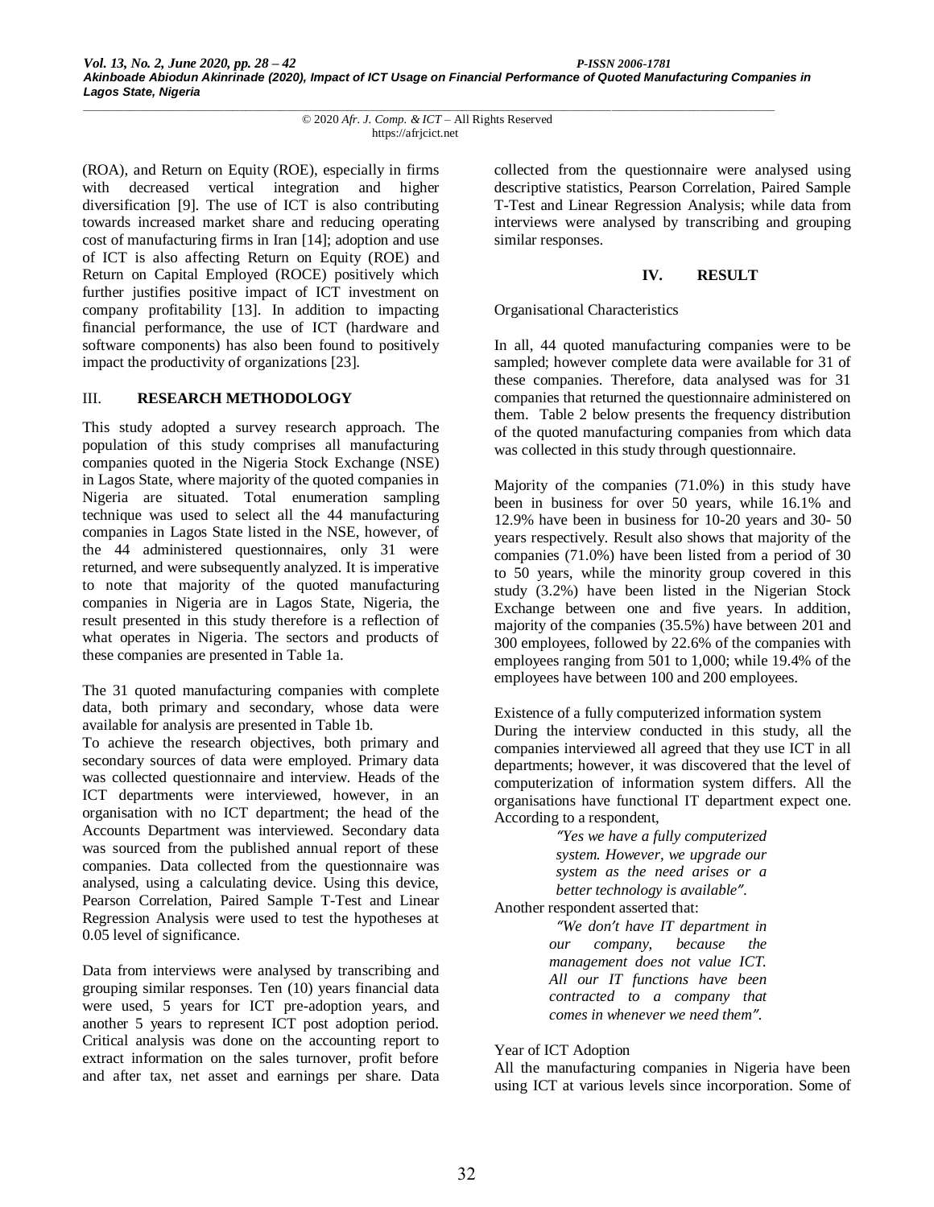(ROA), and Return on Equity (ROE), especially in firms with decreased vertical integration and higher diversification [9]. The use of ICT is also contributing towards increased market share and reducing operating cost of manufacturing firms in Iran [14]; adoption and use of ICT is also affecting Return on Equity (ROE) and Return on Capital Employed (ROCE) positively which further justifies positive impact of ICT investment on company profitability [13]. In addition to impacting financial performance, the use of ICT (hardware and software components) has also been found to positively impact the productivity of organizations [23].

## III. RESEARCH METHODOLOGY

This study adopted a survey research approach. The population of this study comprises all manufacturing companies quoted in the Nigeria Stock Exchange (NSE) in Lagos State, where majority of the quoted companies in Nigeria are situated. Total enumeration sampling technique was used to select all the 44 manufacturing companies in Lagos State listed in the NSE, however, of the 44 administered questionnaires, only 31 were returned, and were subsequently analyzed. It is imperative to note that majority of the quoted manufacturing companies in Nigeria are in Lagos State, Nigeria, the result presented in this study therefore is a reflection of what operates in Nigeria. The sectors and products of these companies are presented in Table 1a.

The 31 quoted manufacturing companies with complete data, both primary and secondary, whose data were available for analysis are presented in Table 1b.

To achieve the research objectives, both primary and secondary sources of data were employed. Primary data was collected questionnaire and interview. Heads of the ICT departments were interviewed, however, in an organisation with no ICT department; the head of the Accounts Department was interviewed. Secondary data was sourced from the published annual report of these companies. Data collected from the questionnaire was analysed, using a calculating device. Using this device, Pearson Correlation, Paired Sample T-Test and Linear Regression Analysis were used to test the hypotheses at 0.05 level of significance.

Data from interviews were analysed by transcribing and grouping similar responses. Ten (10) years financial data were used, 5 years for ICT pre-adoption years, and another 5 years to represent ICT post adoption period. Critical analysis was done on the accounting report to extract information on the sales turnover, profit before and after tax, net asset and earnings per share. Data collected from the questionnaire were analysed using descriptive statistics, Pearson Correlation, Paired Sample T-Test and Linear Regression Analysis; while data from interviews were analysed by transcribing and grouping similar responses.

## IV. RESULT

Organisational Characteristics

In all, 44 quoted manufacturing companies were to be sampled; however complete data were available for 31 of these companies. Therefore, data analysed was for 31 companies that returned the questionnaire administered on them. Table 2 below presents the frequency distribution of the quoted manufacturing companies from which data was collected in this study through questionnaire.

Majority of the companies (71.0%) in this study have been in business for over 50 years, while 16.1% and 12.9% have been in business for 10-20 years and 30- 50 years respectively. Result also shows that majority of the companies (71.0%) have been listed from a period of 30 to 50 years, while the minority group covered in this study (3.2%) have been listed in the Nigerian Stock Exchange between one and five years. In addition, majority of the companies (35.5%) have between 201 and 300 employees, followed by 22.6% of the companies with employees ranging from 501 to 1,000; while 19.4% of the employees have between 100 and 200 employees.

Existence of a fully computerized information system

During the interview conducted in this study, all the companies interviewed all agreed that they use ICT in all departments; however, it was discovered that the level of computerization of information system differs. All the organisations have functional IT department expect one. According to a respondent,

> *"Yes we have a fully computerized system. However, we upgrade our system as the need arises or a better technology is available".*

Another respondent asserted that:

> *"We don't have IT department in our company, because the management does not value ICT. All our IT functions have been contracted to a company that comes in whenever we need them".*

Year of ICT Adoption

All the manufacturing companies in Nigeria have been using ICT at various levels since incorporation. Some of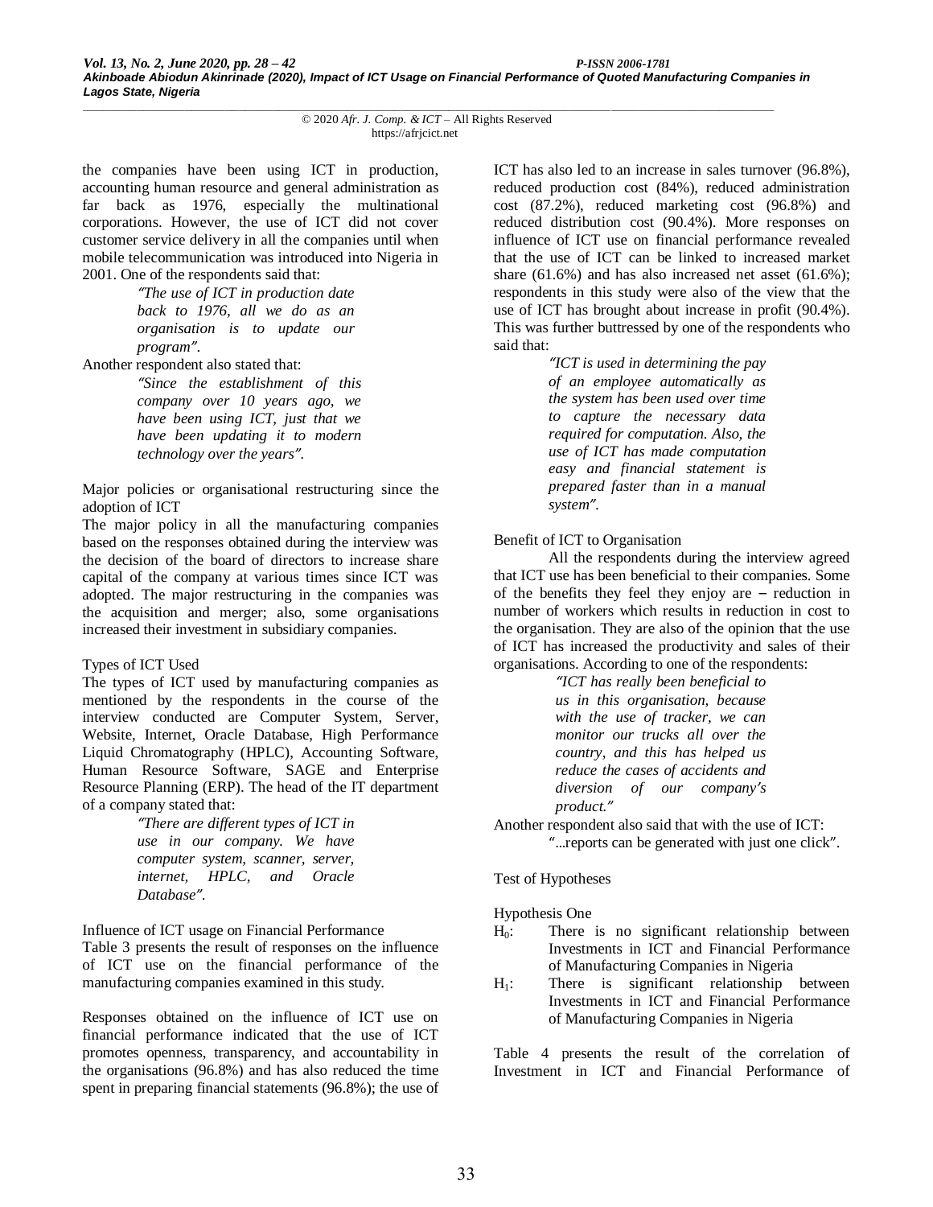the companies have been using ICT in production, accounting human resource and general administration as far back as 1976, especially the multinational corporations. However, the use of ICT did not cover customer service delivery in all the companies until when mobile telecommunication was introduced into Nigeria in 2001. One of the respondents said that:

> *"The use of ICT in production date back to 1976, all we do as an organisation is to update our program".*

Another respondent also stated that:

> *"Since the establishment of this company over 10 years ago, we have been using ICT, just that we have been updating it to modern technology over the years".*

Major policies or organisational restructuring since the adoption of ICT

The major policy in all the manufacturing companies based on the responses obtained during the interview was the decision of the board of directors to increase share capital of the company at various times since ICT was adopted. The major restructuring in the companies was the acquisition and merger; also, some organisations increased their investment in subsidiary companies.

Types of ICT Used

The types of ICT used by manufacturing companies as mentioned by the respondents in the course of the interview conducted are Computer System, Server, Website, Internet, Oracle Database, High Performance Liquid Chromatography (HPLC), Accounting Software, Human Resource Software, SAGE and Enterprise Resource Planning (ERP). The head of the IT department of a company stated that:

> *"There are different types of ICT in use in our company. We have computer system, scanner, server, internet, HPLC, and Oracle Database".*

Influence of ICT usage on Financial Performance

Table 3 presents the result of responses on the influence of ICT use on the financial performance of the manufacturing companies examined in this study.

Responses obtained on the influence of ICT use on financial performance indicated that the use of ICT promotes openness, transparency, and accountability in the organisations (96.8%) and has also reduced the time spent in preparing financial statements (96.8%); the use of ICT has also led to an increase in sales turnover (96.8%), reduced production cost (84%), reduced administration cost (87.2%), reduced marketing cost (96.8%) and reduced distribution cost (90.4%). More responses on influence of ICT use on financial performance revealed that the use of ICT can be linked to increased market share (61.6%) and has also increased net asset (61.6%); respondents in this study were also of the view that the use of ICT has brought about increase in profit (90.4%). This was further buttressed by one of the respondents who said that:

> *"ICT is used in determining the pay of an employee automatically as the system has been used over time to capture the necessary data required for computation. Also, the use of ICT has made computation easy and financial statement is prepared faster than in a manual system".*

Benefit of ICT to Organisation

All the respondents during the interview agreed that ICT use has been beneficial to their companies. Some of the benefits they feel they enjoy are – reduction in number of workers which results in reduction in cost to the organisation. They are also of the opinion that the use of ICT has increased the productivity and sales of their organisations. According to one of the respondents:

> *"ICT has really been beneficial to us in this organisation, because with the use of tracker, we can monitor our trucks all over the country, and this has helped us reduce the cases of accidents and diversion of our company's product."*

Another respondent also said that with the use of ICT:

> "...reports can be generated with just one click".

Test of Hypotheses

Hypothesis One

$H_0$: There is no significant relationship between Investments in ICT and Financial Performance of Manufacturing Companies in Nigeria

$H_1$: There is significant relationship between Investments in ICT and Financial Performance of Manufacturing Companies in Nigeria

Table 4 presents the result of the correlation of Investment in ICT and Financial Performance of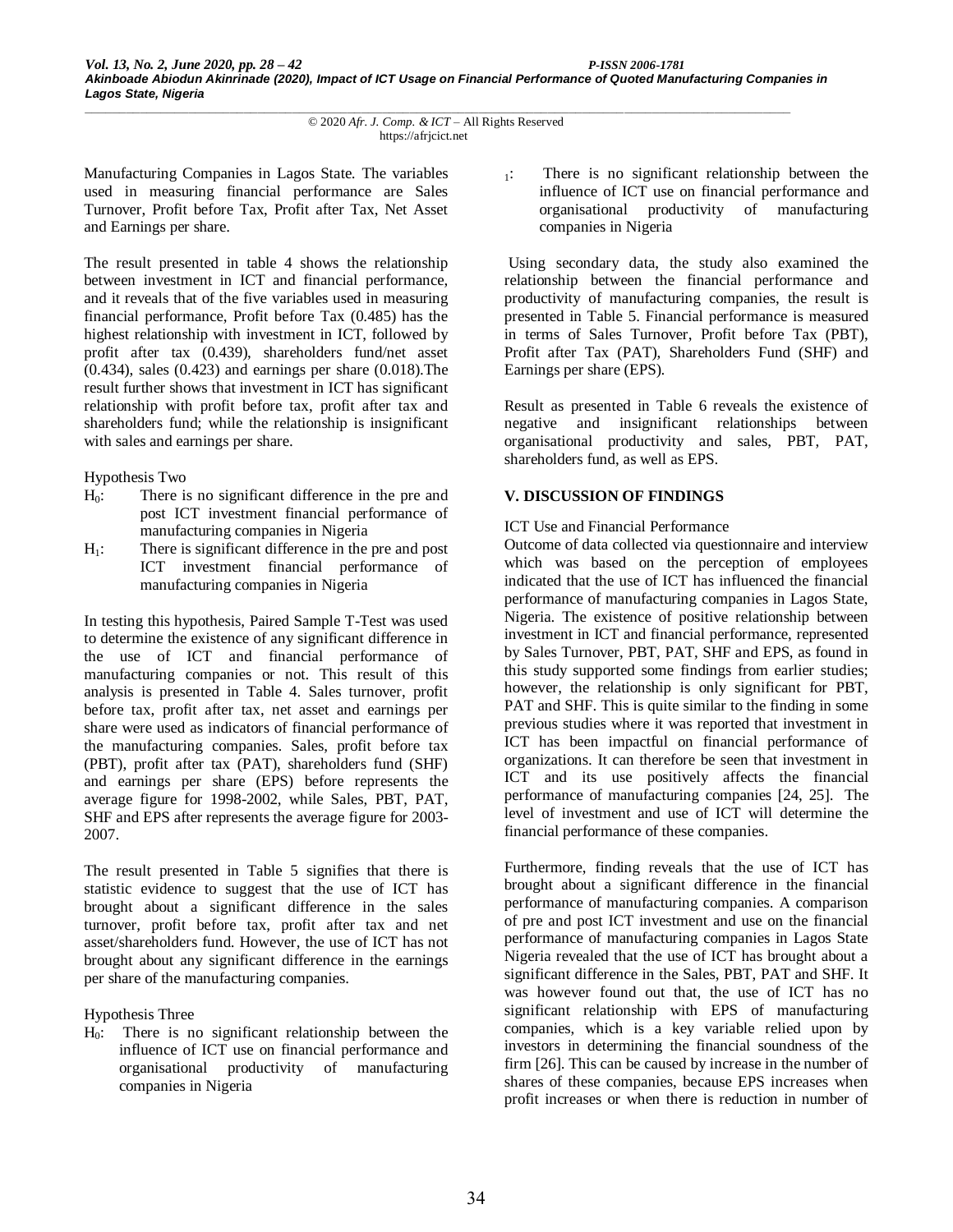Manufacturing Companies in Lagos State. The variables used in measuring financial performance are Sales Turnover, Profit before Tax, Profit after Tax, Net Asset and Earnings per share.

The result presented in table 4 shows the relationship between investment in ICT and financial performance, and it reveals that of the five variables used in measuring financial performance, Profit before Tax (0.485) has the highest relationship with investment in ICT, followed by profit after tax (0.439), shareholders fund/net asset (0.434), sales (0.423) and earnings per share (0.018).The result further shows that investment in ICT has significant relationship with profit before tax, profit after tax and shareholders fund; while the relationship is insignificant with sales and earnings per share.

Hypothesis Two

$H_0$: There is no significant difference in the pre and post ICT investment financial performance of manufacturing companies in Nigeria

$H_1$: There is significant difference in the pre and post ICT investment financial performance of manufacturing companies in Nigeria

In testing this hypothesis, Paired Sample T-Test was used to determine the existence of any significant difference in the use of ICT and financial performance of manufacturing companies or not. This result of this analysis is presented in Table 4. Sales turnover, profit before tax, profit after tax, net asset and earnings per share were used as indicators of financial performance of the manufacturing companies. Sales, profit before tax (PBT), profit after tax (PAT), shareholders fund (SHF) and earnings per share (EPS) before represents the average figure for 1998-2002, while Sales, PBT, PAT, SHF and EPS after represents the average figure for 2003-2007.

The result presented in Table 5 signifies that there is statistic evidence to suggest that the use of ICT has brought about a significant difference in the sales turnover, profit before tax, profit after tax and net asset/shareholders fund. However, the use of ICT has not brought about any significant difference in the earnings per share of the manufacturing companies.

Hypothesis Three

$H_0$: There is no significant relationship between the influence of ICT use on financial performance and organisational productivity of manufacturing companies in Nigeria

$_1$: There is no significant relationship between the influence of ICT use on financial performance and organisational productivity of manufacturing companies in Nigeria

Using secondary data, the study also examined the relationship between the financial performance and productivity of manufacturing companies, the result is presented in Table 5. Financial performance is measured in terms of Sales Turnover, Profit before Tax (PBT), Profit after Tax (PAT), Shareholders Fund (SHF) and Earnings per share (EPS).

Result as presented in Table 6 reveals the existence of negative and insignificant relationships between organisational productivity and sales, PBT, PAT, shareholders fund, as well as EPS.

## V. DISCUSSION OF FINDINGS

ICT Use and Financial Performance

Outcome of data collected via questionnaire and interview which was based on the perception of employees indicated that the use of ICT has influenced the financial performance of manufacturing companies in Lagos State, Nigeria. The existence of positive relationship between investment in ICT and financial performance, represented by Sales Turnover, PBT, PAT, SHF and EPS, as found in this study supported some findings from earlier studies; however, the relationship is only significant for PBT, PAT and SHF. This is quite similar to the finding in some previous studies where it was reported that investment in ICT has been impactful on financial performance of organizations. It can therefore be seen that investment in ICT and its use positively affects the financial performance of manufacturing companies [24, 25]. The level of investment and use of ICT will determine the financial performance of these companies.

Furthermore, finding reveals that the use of ICT has brought about a significant difference in the financial performance of manufacturing companies. A comparison of pre and post ICT investment and use on the financial performance of manufacturing companies in Lagos State Nigeria revealed that the use of ICT has brought about a significant difference in the Sales, PBT, PAT and SHF. It was however found out that, the use of ICT has no significant relationship with EPS of manufacturing companies, which is a key variable relied upon by investors in determining the financial soundness of the firm [26]. This can be caused by increase in the number of shares of these companies, because EPS increases when profit increases or when there is reduction in number of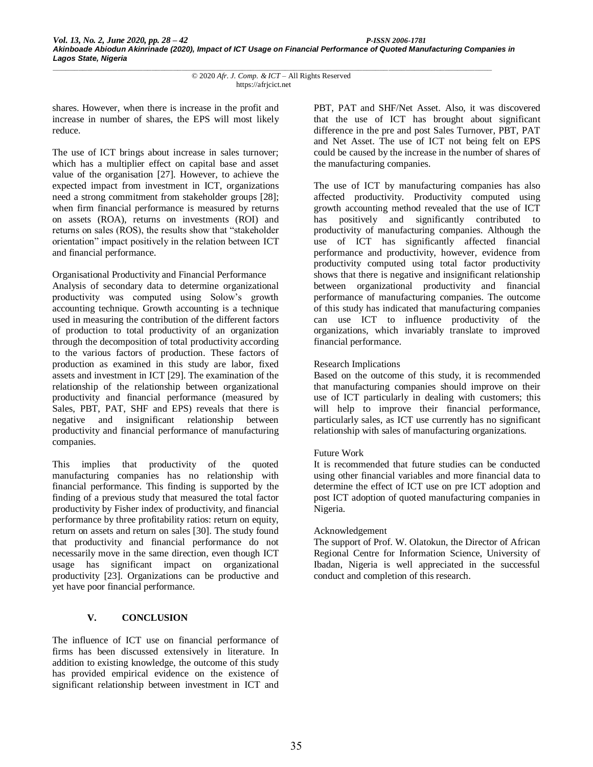shares. However, when there is increase in the profit and increase in number of shares, the EPS will most likely reduce.

The use of ICT brings about increase in sales turnover; which has a multiplier effect on capital base and asset value of the organisation [27]. However, to achieve the expected impact from investment in ICT, organizations need a strong commitment from stakeholder groups [28]; when firm financial performance is measured by returns on assets (ROA), returns on investments (ROI) and returns on sales (ROS), the results show that "stakeholder orientation" impact positively in the relation between ICT and financial performance.

Organisational Productivity and Financial Performance

Analysis of secondary data to determine organizational productivity was computed using Solow's growth accounting technique. Growth accounting is a technique used in measuring the contribution of the different factors of production to total productivity of an organization through the decomposition of total productivity according to the various factors of production. These factors of production as examined in this study are labor, fixed assets and investment in ICT [29]. The examination of the relationship of the relationship between organizational productivity and financial performance (measured by Sales, PBT, PAT, SHF and EPS) reveals that there is negative and insignificant relationship between productivity and financial performance of manufacturing companies.

This implies that productivity of the quoted manufacturing companies has no relationship with financial performance. This finding is supported by the finding of a previous study that measured the total factor productivity by Fisher index of productivity, and financial performance by three profitability ratios: return on equity, return on assets and return on sales [30]. The study found that productivity and financial performance do not necessarily move in the same direction, even though ICT usage has significant impact on organizational productivity [23]. Organizations can be productive and yet have poor financial performance.

## V. CONCLUSION

The influence of ICT use on financial performance of firms has been discussed extensively in literature. In addition to existing knowledge, the outcome of this study has provided empirical evidence on the existence of significant relationship between investment in ICT and PBT, PAT and SHF/Net Asset. Also, it was discovered that the use of ICT has brought about significant difference in the pre and post Sales Turnover, PBT, PAT and Net Asset. The use of ICT not being felt on EPS could be caused by the increase in the number of shares of the manufacturing companies.

The use of ICT by manufacturing companies has also affected productivity. Productivity computed using growth accounting method revealed that the use of ICT has positively and significantly contributed to productivity of manufacturing companies. Although the use of ICT has significantly affected financial performance and productivity, however, evidence from productivity computed using total factor productivity shows that there is negative and insignificant relationship between organizational productivity and financial performance of manufacturing companies. The outcome of this study has indicated that manufacturing companies can use ICT to influence productivity of the organizations, which invariably translate to improved financial performance.

Research Implications

Based on the outcome of this study, it is recommended that manufacturing companies should improve on their use of ICT particularly in dealing with customers; this will help to improve their financial performance, particularly sales, as ICT use currently has no significant relationship with sales of manufacturing organizations.

Future Work

It is recommended that future studies can be conducted using other financial variables and more financial data to determine the effect of ICT use on pre ICT adoption and post ICT adoption of quoted manufacturing companies in Nigeria.

Acknowledgement

The support of Prof. W. Olatokun, the Director of African Regional Centre for Information Science, University of Ibadan, Nigeria is well appreciated in the successful conduct and completion of this research.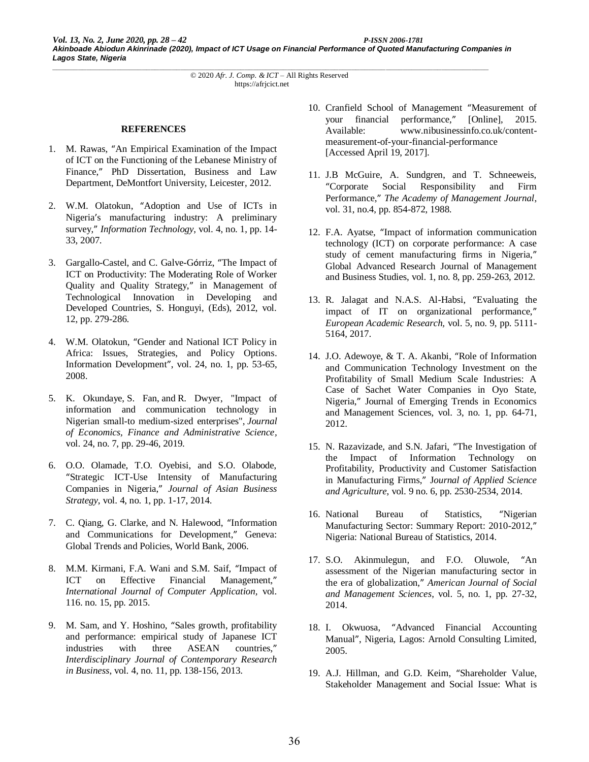#### REFERENCES

1. M. Rawas, "An Empirical Examination of the Impact of ICT on the Functioning of the Lebanese Ministry of Finance," PhD Dissertation, Business and Law Department, DeMontfort University, Leicester, 2012.

2. W.M. Olatokun, "Adoption and Use of ICTs in Nigeria's manufacturing industry: A preliminary survey," *Information Technology*, vol. 4, no. 1, pp. 14-33, 2007.

3. Gargallo-Castel, and C. Galve-Górriz, "The Impact of ICT on Productivity: The Moderating Role of Worker Quality and Quality Strategy," in Management of Technological Innovation in Developing and Developed Countries, S. Honguyi, (Eds), 2012, vol. 12, pp. 279-286.

4. W.M. Olatokun, "Gender and National ICT Policy in Africa: Issues, Strategies, and Policy Options. Information Development", vol. 24, no. 1, pp. 53-65, 2008.

5. K. Okundaye, S. Fan, and R. Dwyer, "Impact of information and communication technology in Nigerian small-to medium-sized enterprises", *Journal of Economics, Finance and Administrative Science*, vol. 24, no. 7, pp. 29-46, 2019.

6. O.O. Olamade, T.O. Oyebisi, and S.O. Olabode, "Strategic ICT-Use Intensity of Manufacturing Companies in Nigeria," *Journal of Asian Business Strategy*, vol. 4, no. 1, pp. 1-17, 2014.

7. C. Qiang, G. Clarke, and N. Halewood, "Information and Communications for Development," Geneva: Global Trends and Policies, World Bank, 2006.

8. M.M. Kirmani, F.A. Wani and S.M. Saif, "Impact of ICT on Effective Financial Management," *International Journal of Computer Application*, vol. 116. no. 15, pp. 2015.

9. M. Sam, and Y. Hoshino, "Sales growth, profitability and performance: empirical study of Japanese ICT industries with three ASEAN countries," *Interdisciplinary Journal of Contemporary Research in Business*, vol. 4, no. 11, pp. 138-156, 2013.

10. Cranfield School of Management "Measurement of your financial performance," [Online], 2015. Available: www.nibusinessinfo.co.uk/content-measurement-of-your-financial-performance [Accessed April 19, 2017].

11. J.B McGuire, A. Sundgren, and T. Schneeweis, "Corporate Social Responsibility and Firm Performance," *The Academy of Management Journal*, vol. 31, no.4, pp. 854-872, 1988.

12. F.A. Ayatse, "Impact of information communication technology (ICT) on corporate performance: A case study of cement manufacturing firms in Nigeria," Global Advanced Research Journal of Management and Business Studies, vol. 1, no. 8, pp. 259-263, 2012.

13. R. Jalagat and N.A.S. Al-Habsi, "Evaluating the impact of IT on organizational performance," *European Academic Research*, vol. 5, no. 9, pp. 5111-5164, 2017.

14. J.O. Adewoye, & T. A. Akanbi, "Role of Information and Communication Technology Investment on the Profitability of Small Medium Scale Industries: A Case of Sachet Water Companies in Oyo State, Nigeria," Journal of Emerging Trends in Economics and Management Sciences, vol. 3, no. 1, pp. 64-71, 2012.

15. N. Razavizade, and S.N. Jafari, "The Investigation of the Impact of Information Technology on Profitability, Productivity and Customer Satisfaction in Manufacturing Firms," *Journal of Applied Science and Agriculture*, vol. 9 no. 6, pp. 2530-2534, 2014.

16. National Bureau of Statistics, "Nigerian Manufacturing Sector: Summary Report: 2010-2012," Nigeria: National Bureau of Statistics, 2014.

17. S.O. Akinmulegun, and F.O. Oluwole, "An assessment of the Nigerian manufacturing sector in the era of globalization," *American Journal of Social and Management Sciences*, vol. 5, no. 1, pp. 27-32, 2014.

18. I. Okwuosa, "Advanced Financial Accounting Manual", Nigeria, Lagos: Arnold Consulting Limited, 2005.

19. A.J. Hillman, and G.D. Keim, "Shareholder Value, Stakeholder Management and Social Issue: What is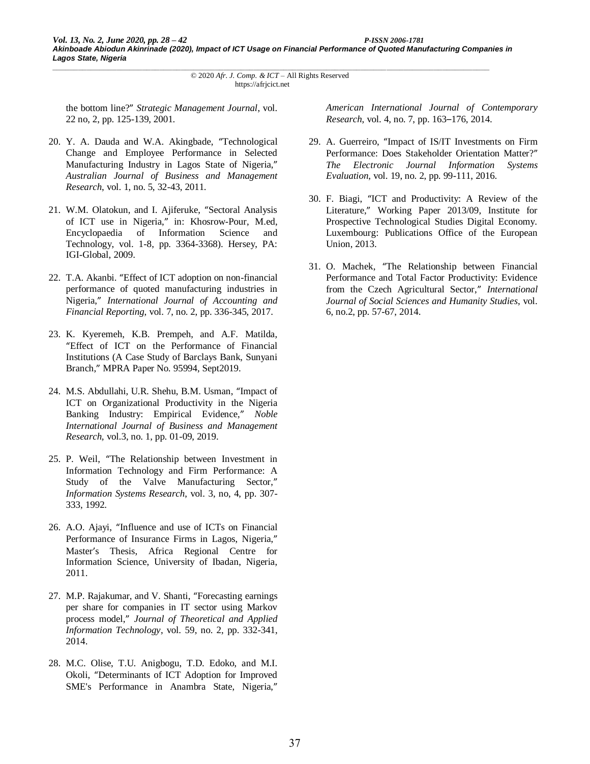the bottom line?" *Strategic Management Journal*, vol. 22 no, 2, pp. 125-139, 2001.

20. Y. A. Dauda and W.A. Akingbade, "Technological Change and Employee Performance in Selected Manufacturing Industry in Lagos State of Nigeria," *Australian Journal of Business and Management Research*, vol. 1, no. 5, 32-43, 2011.

21. W.M. Olatokun, and I. Ajiferuke, "Sectoral Analysis of ICT use in Nigeria," in: Khosrow-Pour, M.ed, Encyclopaedia of Information Science and Technology, vol. 1-8, pp. 3364-3368). Hersey, PA: IGI-Global, 2009.

22. T.A. Akanbi. "Effect of ICT adoption on non-financial performance of quoted manufacturing industries in Nigeria," *International Journal of Accounting and Financial Reporting*, vol. 7, no. 2, pp. 336-345, 2017.

23. K. Kyeremeh, K.B. Prempeh, and A.F. Matilda, "Effect of ICT on the Performance of Financial Institutions (A Case Study of Barclays Bank, Sunyani Branch," MPRA Paper No. 95994, Sept2019.

24. M.S. Abdullahi, U.R. Shehu, B.M. Usman, "Impact of ICT on Organizational Productivity in the Nigeria Banking Industry: Empirical Evidence," *Noble International Journal of Business and Management Research*, vol.3, no. 1, pp. 01-09, 2019.

25. P. Weil, "The Relationship between Investment in Information Technology and Firm Performance: A Study of the Valve Manufacturing Sector," *Information Systems Research*, vol. 3, no, 4, pp. 307-333, 1992.

26. A.O. Ajayi, "Influence and use of ICTs on Financial Performance of Insurance Firms in Lagos, Nigeria," Master's Thesis, Africa Regional Centre for Information Science, University of Ibadan, Nigeria, 2011.

27. M.P. Rajakumar, and V. Shanti, "Forecasting earnings per share for companies in IT sector using Markov process model," *Journal of Theoretical and Applied Information Technology*, vol. 59, no. 2, pp. 332-341, 2014.

28. M.C. Olise, T.U. Anigbogu, T.D. Edoko, and M.I. Okoli, "Determinants of ICT Adoption for Improved SME's Performance in Anambra State, Nigeria," *American International Journal of Contemporary Research*, vol. 4, no. 7, pp. 163–176, 2014.

29. A. Guerreiro, "Impact of IS/IT Investments on Firm Performance: Does Stakeholder Orientation Matter?" *The Electronic Journal Information Systems Evaluation*, vol. 19, no. 2, pp. 99-111, 2016.

30. F. Biagi, "ICT and Productivity: A Review of the Literature," Working Paper 2013/09, Institute for Prospective Technological Studies Digital Economy. Luxembourg: Publications Office of the European Union, 2013.

31. O. Machek, "The Relationship between Financial Performance and Total Factor Productivity: Evidence from the Czech Agricultural Sector," *International Journal of Social Sciences and Humanity Studies*, vol. 6, no.2, pp. 57-67, 2014.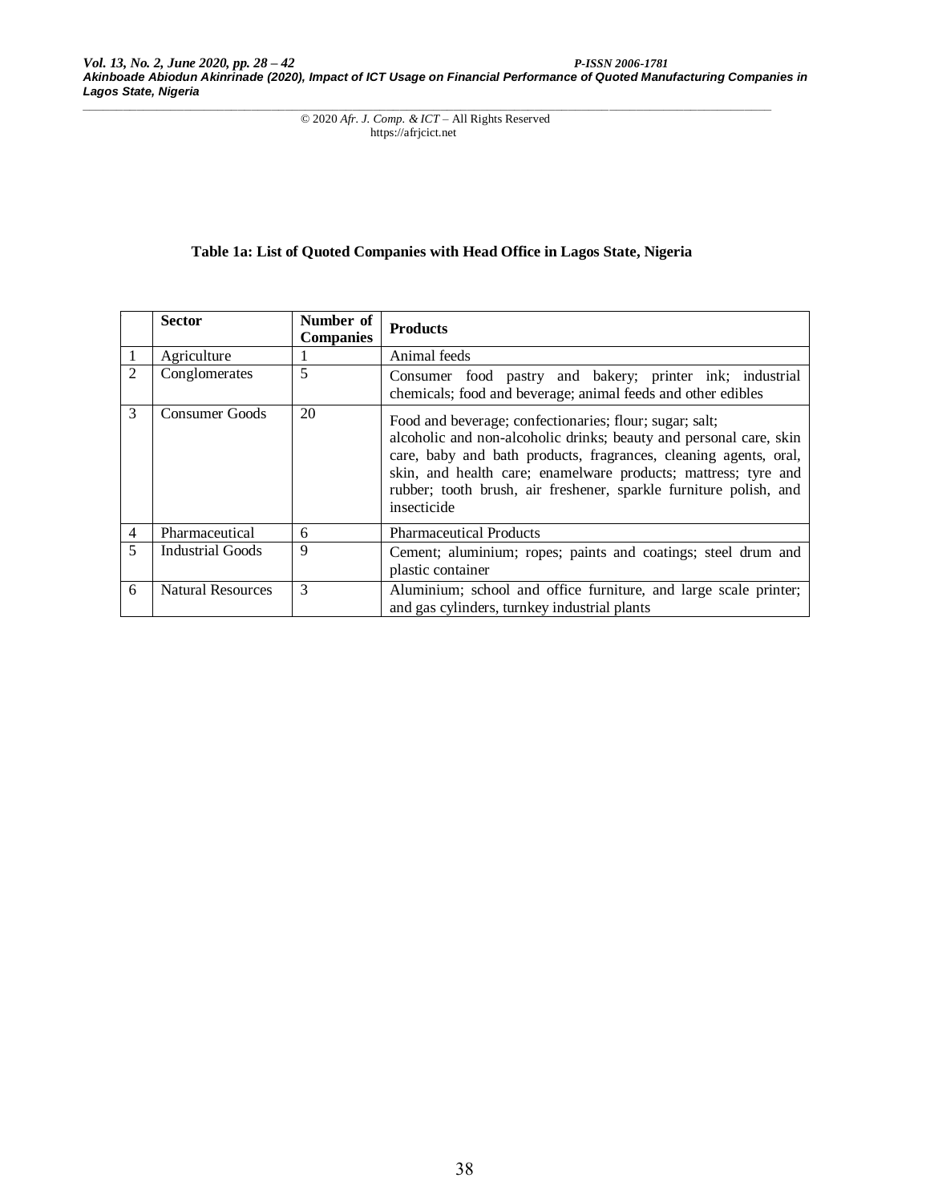**Table 1a: List of Quoted Companies with Head Office in Lagos State, Nigeria**

| | Sector | Number of Companies | Products |
|---|---|---|---|
| 1 | Agriculture | 1 | Animal feeds |
| 2 | Conglomerates | 5 | Consumer food pastry and bakery; printer ink; industrial chemicals; food and beverage; animal feeds and other edibles |
| 3 | Consumer Goods | 20 | Food and beverage; confectionaries; flour; sugar; salt; alcoholic and non-alcoholic drinks; beauty and personal care, skin care, baby and bath products, fragrances, cleaning agents, oral, skin, and health care; enamelware products; mattress; tyre and rubber; tooth brush, air freshener, sparkle furniture polish, and insecticide |
| 4 | Pharmaceutical | 6 | Pharmaceutical Products |
| 5 | Industrial Goods | 9 | Cement; aluminium; ropes; paints and coatings; steel drum and plastic container |
| 6 | Natural Resources | 3 | Aluminium; school and office furniture, and large scale printer; and gas cylinders, turnkey industrial plants |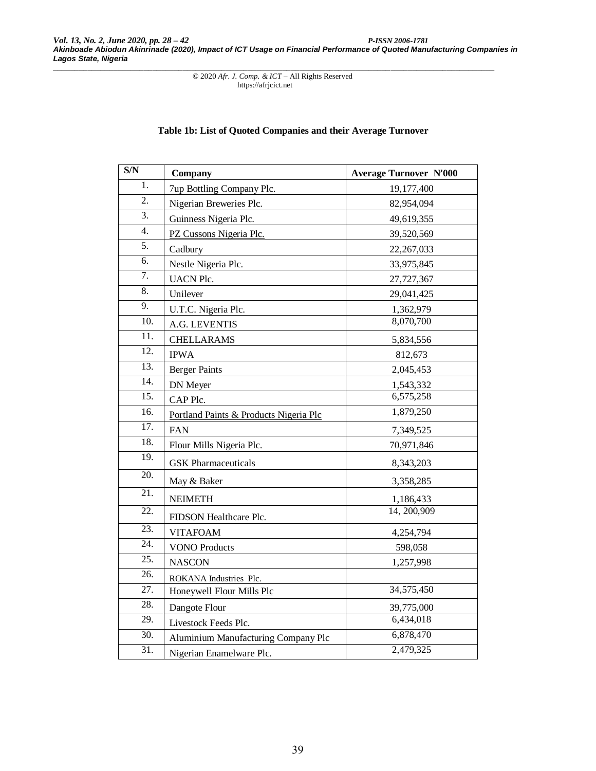**Table 1b: List of Quoted Companies and their Average Turnover**

| S/N | Company | Average Turnover ₦'000 |
|---|---|---|
| 1. | 7up Bottling Company Plc. | 19,177,400 |
| 2. | Nigerian Breweries Plc. | 82,954,094 |
| 3. | Guinness Nigeria Plc. | 49,619,355 |
| 4. | PZ Cussons Nigeria Plc. | 39,520,569 |
| 5. | Cadbury | 22,267,033 |
| 6. | Nestle Nigeria Plc. | 33,975,845 |
| 7. | UACN Plc. | 27,727,367 |
| 8. | Unilever | 29,041,425 |
| 9. | U.T.C. Nigeria Plc. | 1,362,979 |
| 10. | A.G. LEVENTIS | 8,070,700 |
| 11. | CHELLARAMS | 5,834,556 |
| 12. | IPWA | 812,673 |
| 13. | Berger Paints | 2,045,453 |
| 14. | DN Meyer | 1,543,332 |
| 15. | CAP Plc. | 6,575,258 |
| 16. | Portland Paints & Products Nigeria Plc | 1,879,250 |
| 17. | FAN | 7,349,525 |
| 18. | Flour Mills Nigeria Plc. | 70,971,846 |
| 19. | GSK Pharmaceuticals | 8,343,203 |
| 20. | May & Baker | 3,358,285 |
| 21. | NEIMETH | 1,186,433 |
| 22. | FIDSON Healthcare Plc. | 14, 200,909 |
| 23. | VITAFOAM | 4,254,794 |
| 24. | VONO Products | 598,058 |
| 25. | NASCON | 1,257,998 |
| 26. | ROKANA Industries Plc. | |
| 27. | Honeywell Flour Mills Plc | 34,575,450 |
| 28. | Dangote Flour | 39,775,000 |
| 29. | Livestock Feeds Plc. | 6,434,018 |
| 30. | Aluminium Manufacturing Company Plc | 6,878,470 |
| 31. | Nigerian Enamelware Plc. | 2,479,325 |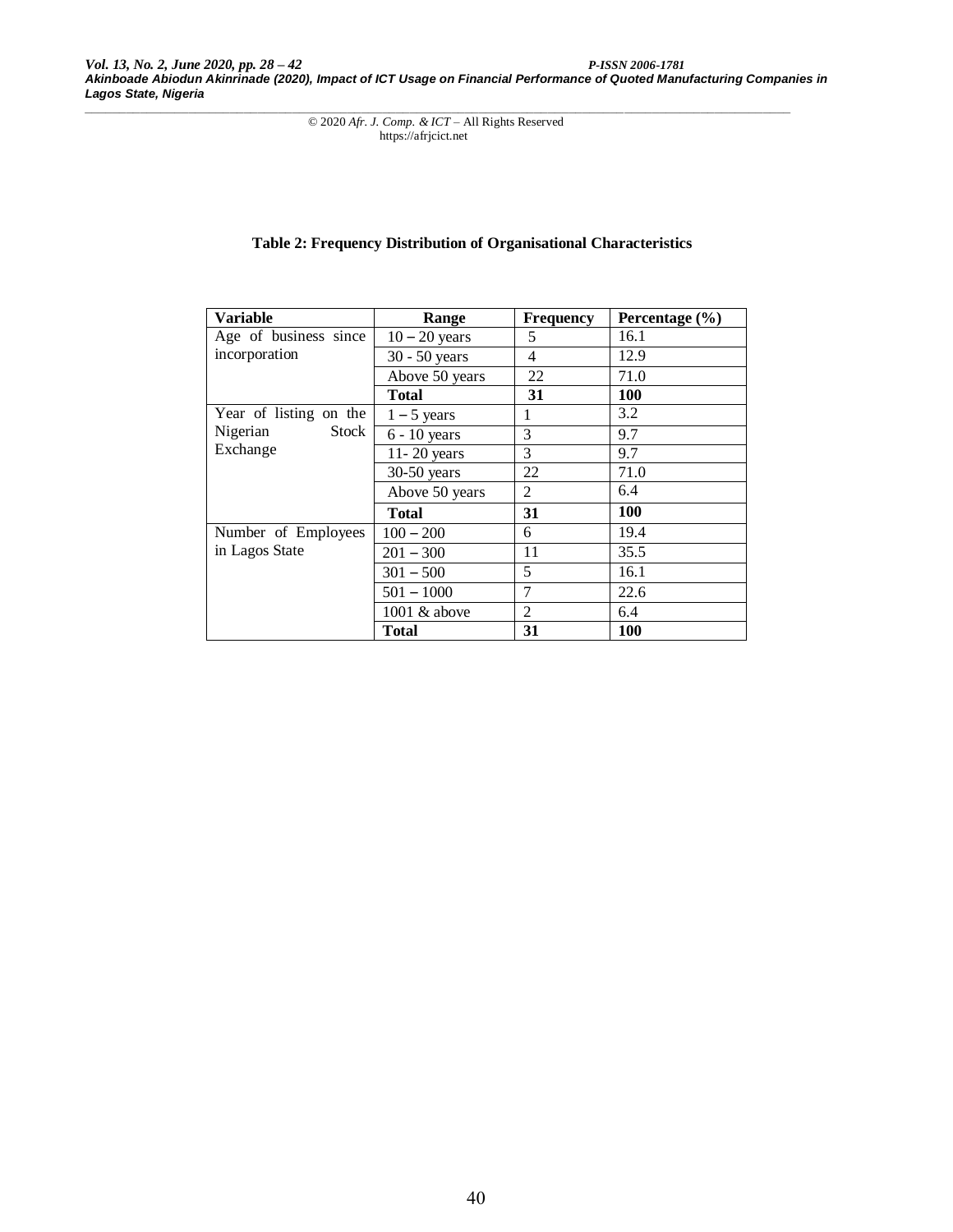**Table 2: Frequency Distribution of Organisational Characteristics**

| Variable | Range | Frequency | Percentage (%) |
|---|---|---|---|
| Age of business since incorporation | 10 – 20 years | 5 | 16.1 |
| | 30 - 50 years | 4 | 12.9 |
| | Above 50 years | 22 | 71.0 |
| | **Total** | **31** | **100** |
| Year of listing on the Nigerian Stock Exchange | 1 – 5 years | 1 | 3.2 |
| | 6 - 10 years | 3 | 9.7 |
| | 11- 20 years | 3 | 9.7 |
| | 30-50 years | 22 | 71.0 |
| | Above 50 years | 2 | 6.4 |
| | **Total** | **31** | **100** |
| Number of Employees in Lagos State | 100 – 200 | 6 | 19.4 |
| | 201 – 300 | 11 | 35.5 |
| | 301 – 500 | 5 | 16.1 |
| | 501 – 1000 | 7 | 22.6 |
| | 1001 & above | 2 | 6.4 |
| | **Total** | **31** | **100** |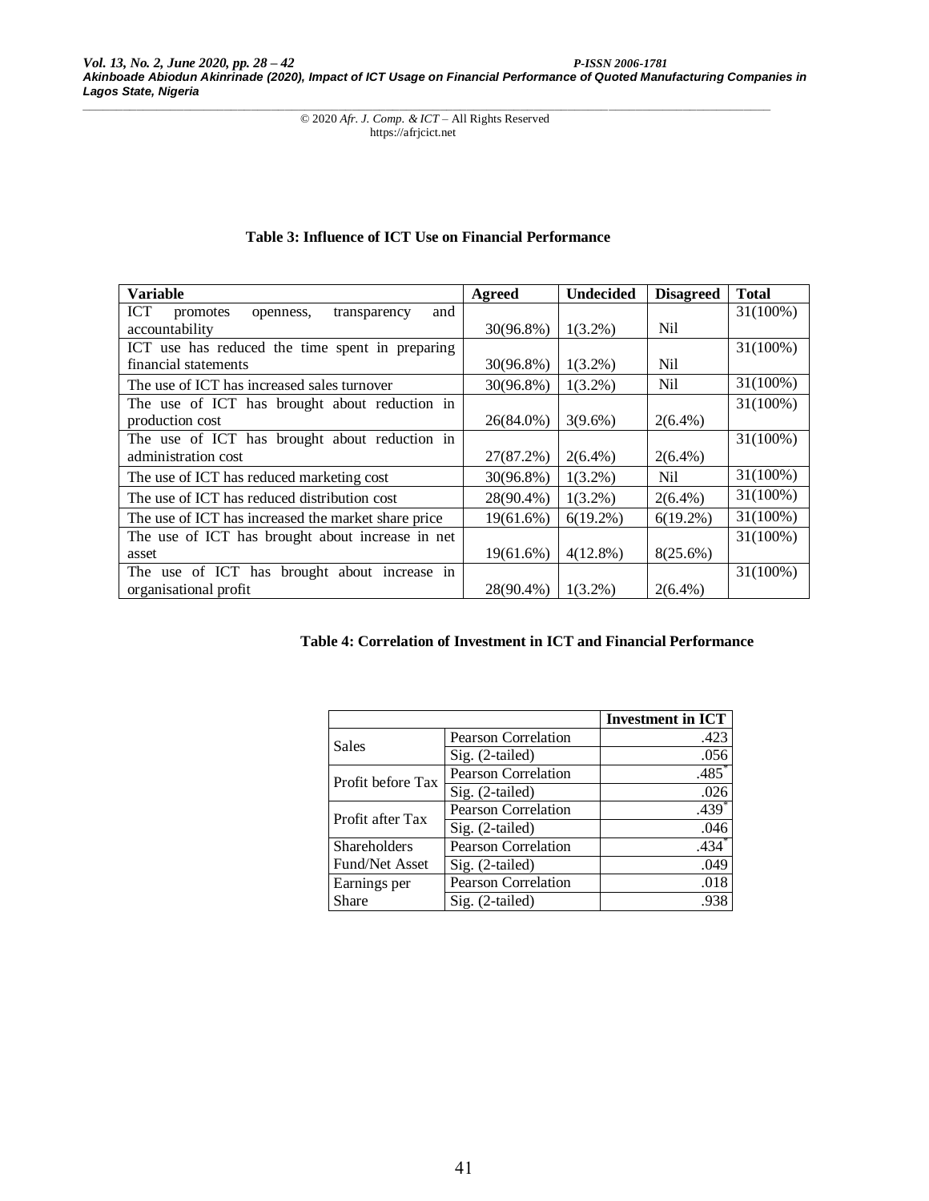**Table 3: Influence of ICT Use on Financial Performance**

| Variable | Agreed | Undecided | Disagreed | Total |
| --- | --- | --- | --- | --- |
| ICT promotes openness, transparency and accountability | 30(96.8%) | 1(3.2%) | Nil | 31(100%) |
| ICT use has reduced the time spent in preparing financial statements | 30(96.8%) | 1(3.2%) | Nil | 31(100%) |
| The use of ICT has increased sales turnover | 30(96.8%) | 1(3.2%) | Nil | 31(100%) |
| The use of ICT has brought about reduction in production cost | 26(84.0%) | 3(9.6%) | 2(6.4%) | 31(100%) |
| The use of ICT has brought about reduction in administration cost | 27(87.2%) | 2(6.4%) | 2(6.4%) | 31(100%) |
| The use of ICT has reduced marketing cost | 30(96.8%) | 1(3.2%) | Nil | 31(100%) |
| The use of ICT has reduced distribution cost | 28(90.4%) | 1(3.2%) | 2(6.4%) | 31(100%) |
| The use of ICT has increased the market share price | 19(61.6%) | 6(19.2%) | 6(19.2%) | 31(100%) |
| The use of ICT has brought about increase in net asset | 19(61.6%) | 4(12.8%) | 8(25.6%) | 31(100%) |
| The use of ICT has brought about increase in organisational profit | 28(90.4%) | 1(3.2%) | 2(6.4%) | 31(100%) |

**Table 4: Correlation of Investment in ICT and Financial Performance**

| | | Investment in ICT |
| --- | --- | --- |
| Sales | Pearson Correlation | .423 |
| | Sig. (2-tailed) | .056 |
| Profit before Tax | Pearson Correlation | .485* |
| | Sig. (2-tailed) | .026 |
| Profit after Tax | Pearson Correlation | .439* |
| | Sig. (2-tailed) | .046 |
| Shareholders Fund/Net Asset | Pearson Correlation | .434* |
| | Sig. (2-tailed) | .049 |
| Earnings per Share | Pearson Correlation | .018 |
| | Sig. (2-tailed) | .938 |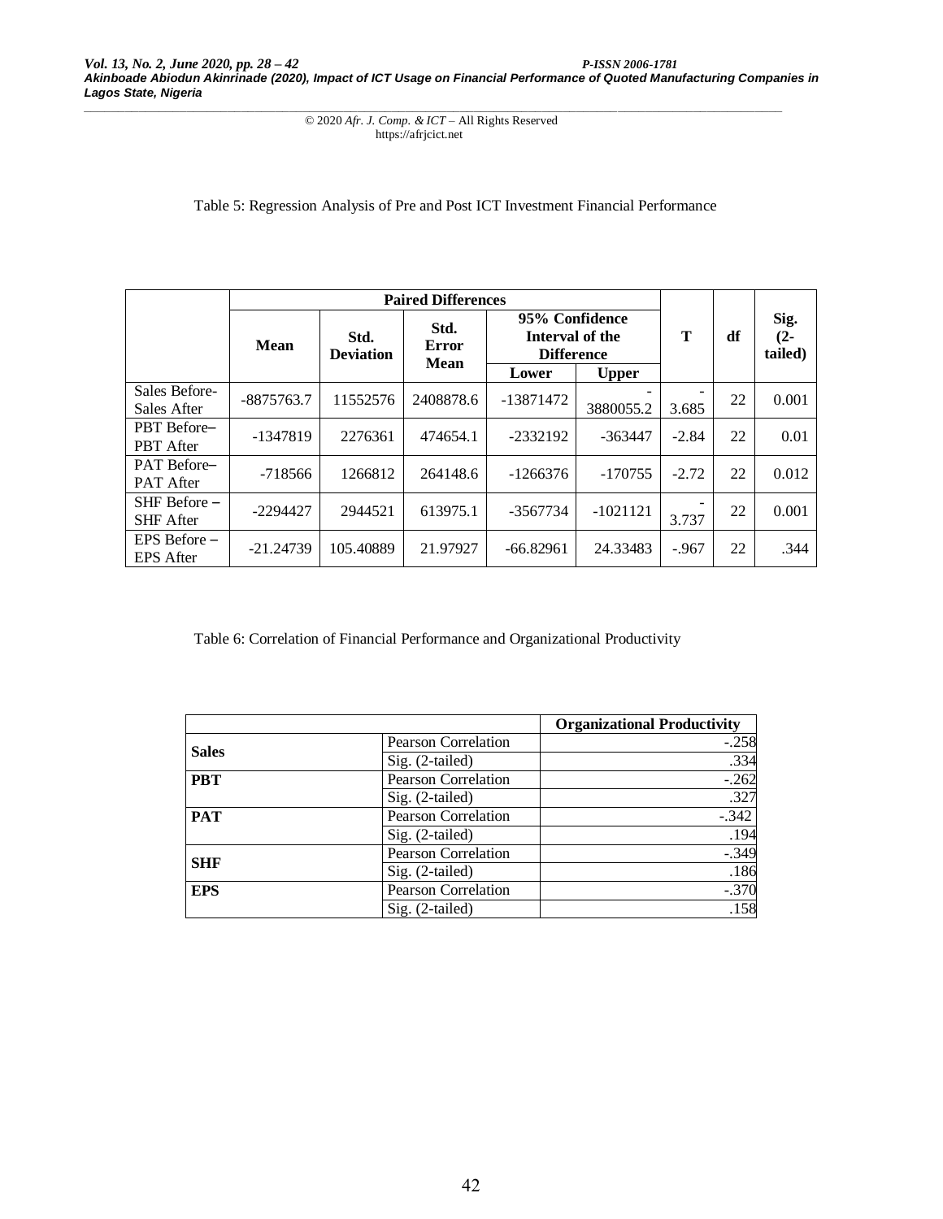Table 5: Regression Analysis of Pre and Post ICT Investment Financial Performance

| | Paired Differences | | | | | T | df | Sig. (2-tailed) |
|---|---|---|---|---|---|---|---|---|
| | Mean | Std. Deviation | Std. Error Mean | 95% Confidence Interval of the Difference | | | | |
| | | | | Lower | Upper | | | |
| Sales Before-Sales After | -8875763.7 | 11552576 | 2408878.6 | -13871472 | -3880055.2 | -3.685 | 22 | 0.001 |
| PBT Before– PBT After | -1347819 | 2276361 | 474654.1 | -2332192 | -363447 | -2.84 | 22 | 0.01 |
| PAT Before– PAT After | -718566 | 1266812 | 264148.6 | -1266376 | -170755 | -2.72 | 22 | 0.012 |
| SHF Before – SHF After | -2294427 | 2944521 | 613975.1 | -3567734 | -1021121 | -3.737 | 22 | 0.001 |
| EPS Before – EPS After | -21.24739 | 105.40889 | 21.97927 | -66.82961 | 24.33483 | -.967 | 22 | .344 |

Table 6: Correlation of Financial Performance and Organizational Productivity

| | | Organizational Productivity |
|---|---|---|
| Sales | Pearson Correlation | -.258 |
| | Sig. (2-tailed) | .334 |
| PBT | Pearson Correlation | -.262 |
| | Sig. (2-tailed) | .327 |
| PAT | Pearson Correlation | -.342 |
| | Sig. (2-tailed) | .194 |
| SHF | Pearson Correlation | -.349 |
| | Sig. (2-tailed) | .186 |
| EPS | Pearson Correlation | -.370 |
| | Sig. (2-tailed) | .158 |